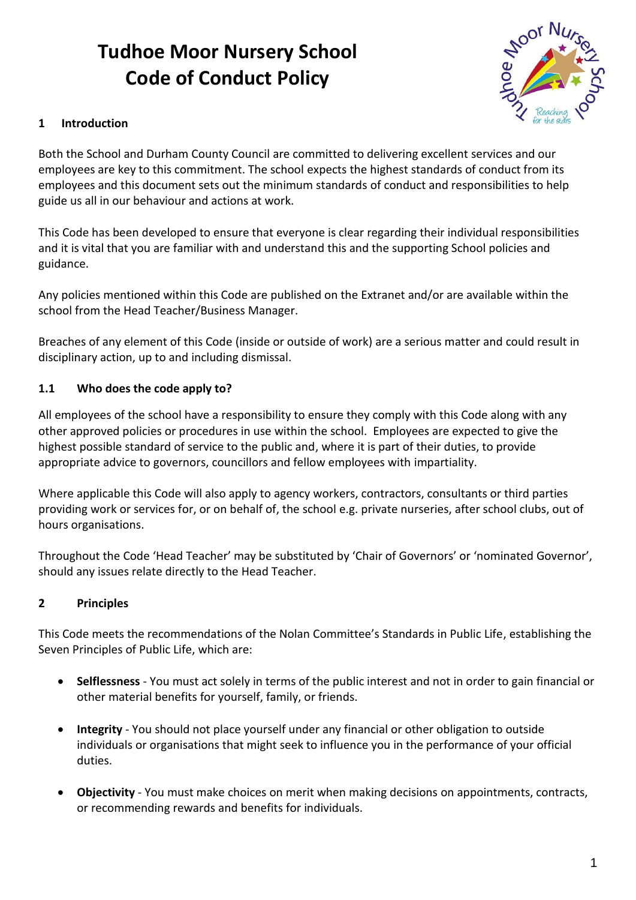# Tudhoe Moor Nursery School
# Code of Conduct Policy

## 1 Introduction

Both the School and Durham County Council are committed to delivering excellent services and our employees are key to this commitment. The school expects the highest standards of conduct from its employees and this document sets out the minimum standards of conduct and responsibilities to help guide us all in our behaviour and actions at work.

This Code has been developed to ensure that everyone is clear regarding their individual responsibilities and it is vital that you are familiar with and understand this and the supporting School policies and guidance.

Any policies mentioned within this Code are published on the Extranet and/or are available within the school from the Head Teacher/Business Manager.

Breaches of any element of this Code (inside or outside of work) are a serious matter and could result in disciplinary action, up to and including dismissal.

### 1.1 Who does the code apply to?

All employees of the school have a responsibility to ensure they comply with this Code along with any other approved policies or procedures in use within the school. Employees are expected to give the highest possible standard of service to the public and, where it is part of their duties, to provide appropriate advice to governors, councillors and fellow employees with impartiality.

Where applicable this Code will also apply to agency workers, contractors, consultants or third parties providing work or services for, or on behalf of, the school e.g. private nurseries, after school clubs, out of hours organisations.

Throughout the Code 'Head Teacher' may be substituted by 'Chair of Governors' or 'nominated Governor', should any issues relate directly to the Head Teacher.

## 2 Principles

This Code meets the recommendations of the Nolan Committee's Standards in Public Life, establishing the Seven Principles of Public Life, which are:

- **Selflessness** - You must act solely in terms of the public interest and not in order to gain financial or other material benefits for yourself, family, or friends.
- **Integrity** - You should not place yourself under any financial or other obligation to outside individuals or organisations that might seek to influence you in the performance of your official duties.
- **Objectivity** - You must make choices on merit when making decisions on appointments, contracts, or recommending rewards and benefits for individuals.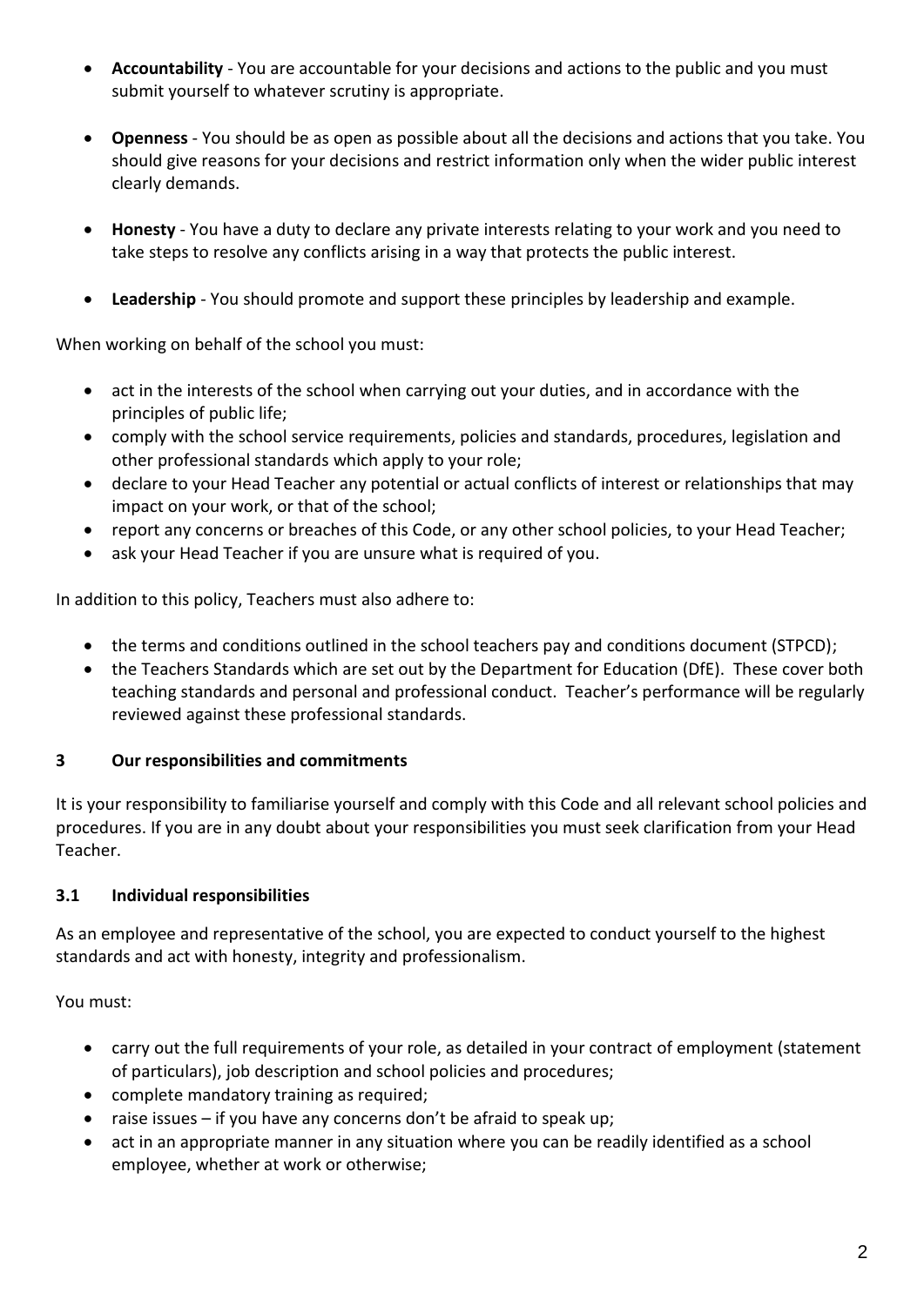- **Accountability** - You are accountable for your decisions and actions to the public and you must submit yourself to whatever scrutiny is appropriate.

- **Openness** - You should be as open as possible about all the decisions and actions that you take. You should give reasons for your decisions and restrict information only when the wider public interest clearly demands.

- **Honesty** - You have a duty to declare any private interests relating to your work and you need to take steps to resolve any conflicts arising in a way that protects the public interest.

- **Leadership** - You should promote and support these principles by leadership and example.

When working on behalf of the school you must:

- act in the interests of the school when carrying out your duties, and in accordance with the principles of public life;
- comply with the school service requirements, policies and standards, procedures, legislation and other professional standards which apply to your role;
- declare to your Head Teacher any potential or actual conflicts of interest or relationships that may impact on your work, or that of the school;
- report any concerns or breaches of this Code, or any other school policies, to your Head Teacher;
- ask your Head Teacher if you are unsure what is required of you.

In addition to this policy, Teachers must also adhere to:

- the terms and conditions outlined in the school teachers pay and conditions document (STPCD);
- the Teachers Standards which are set out by the Department for Education (DfE). These cover both teaching standards and personal and professional conduct. Teacher's performance will be regularly reviewed against these professional standards.

## 3 Our responsibilities and commitments

It is your responsibility to familiarise yourself and comply with this Code and all relevant school policies and procedures. If you are in any doubt about your responsibilities you must seek clarification from your Head Teacher.

### 3.1 Individual responsibilities

As an employee and representative of the school, you are expected to conduct yourself to the highest standards and act with honesty, integrity and professionalism.

You must:

- carry out the full requirements of your role, as detailed in your contract of employment (statement of particulars), job description and school policies and procedures;
- complete mandatory training as required;
- raise issues – if you have any concerns don't be afraid to speak up;
- act in an appropriate manner in any situation where you can be readily identified as a school employee, whether at work or otherwise;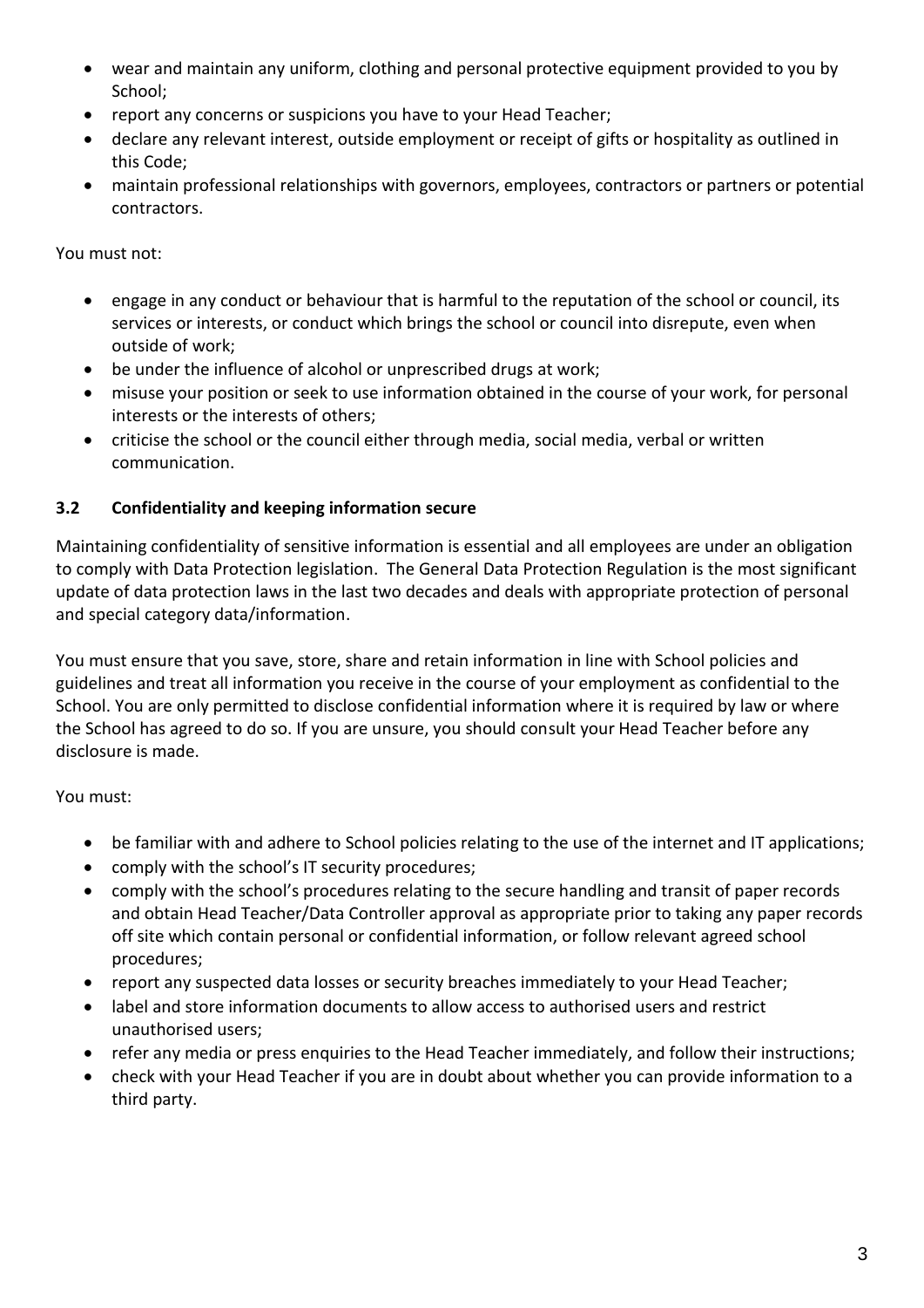- wear and maintain any uniform, clothing and personal protective equipment provided to you by School;
- report any concerns or suspicions you have to your Head Teacher;
- declare any relevant interest, outside employment or receipt of gifts or hospitality as outlined in this Code;
- maintain professional relationships with governors, employees, contractors or partners or potential contractors.

You must not:

- engage in any conduct or behaviour that is harmful to the reputation of the school or council, its services or interests, or conduct which brings the school or council into disrepute, even when outside of work;
- be under the influence of alcohol or unprescribed drugs at work;
- misuse your position or seek to use information obtained in the course of your work, for personal interests or the interests of others;
- criticise the school or the council either through media, social media, verbal or written communication.

### 3.2 Confidentiality and keeping information secure

Maintaining confidentiality of sensitive information is essential and all employees are under an obligation to comply with Data Protection legislation. The General Data Protection Regulation is the most significant update of data protection laws in the last two decades and deals with appropriate protection of personal and special category data/information.

You must ensure that you save, store, share and retain information in line with School policies and guidelines and treat all information you receive in the course of your employment as confidential to the School. You are only permitted to disclose confidential information where it is required by law or where the School has agreed to do so. If you are unsure, you should consult your Head Teacher before any disclosure is made.

You must:

- be familiar with and adhere to School policies relating to the use of the internet and IT applications;
- comply with the school's IT security procedures;
- comply with the school's procedures relating to the secure handling and transit of paper records and obtain Head Teacher/Data Controller approval as appropriate prior to taking any paper records off site which contain personal or confidential information, or follow relevant agreed school procedures;
- report any suspected data losses or security breaches immediately to your Head Teacher;
- label and store information documents to allow access to authorised users and restrict unauthorised users;
- refer any media or press enquiries to the Head Teacher immediately, and follow their instructions;
- check with your Head Teacher if you are in doubt about whether you can provide information to a third party.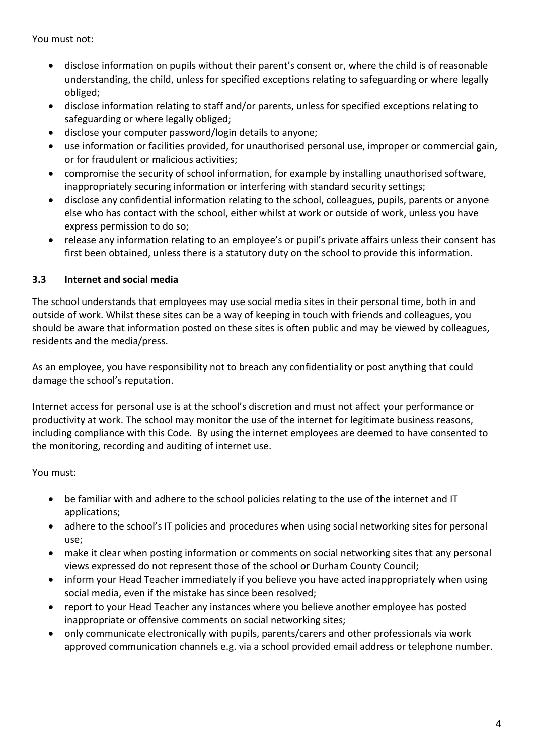You must not:

- disclose information on pupils without their parent's consent or, where the child is of reasonable understanding, the child, unless for specified exceptions relating to safeguarding or where legally obliged;
- disclose information relating to staff and/or parents, unless for specified exceptions relating to safeguarding or where legally obliged;
- disclose your computer password/login details to anyone;
- use information or facilities provided, for unauthorised personal use, improper or commercial gain, or for fraudulent or malicious activities;
- compromise the security of school information, for example by installing unauthorised software, inappropriately securing information or interfering with standard security settings;
- disclose any confidential information relating to the school, colleagues, pupils, parents or anyone else who has contact with the school, either whilst at work or outside of work, unless you have express permission to do so;
- release any information relating to an employee's or pupil's private affairs unless their consent has first been obtained, unless there is a statutory duty on the school to provide this information.

### 3.3 Internet and social media

The school understands that employees may use social media sites in their personal time, both in and outside of work. Whilst these sites can be a way of keeping in touch with friends and colleagues, you should be aware that information posted on these sites is often public and may be viewed by colleagues, residents and the media/press.

As an employee, you have responsibility not to breach any confidentiality or post anything that could damage the school's reputation.

Internet access for personal use is at the school's discretion and must not affect your performance or productivity at work. The school may monitor the use of the internet for legitimate business reasons, including compliance with this Code. By using the internet employees are deemed to have consented to the monitoring, recording and auditing of internet use.

You must:

- be familiar with and adhere to the school policies relating to the use of the internet and IT applications;
- adhere to the school's IT policies and procedures when using social networking sites for personal use;
- make it clear when posting information or comments on social networking sites that any personal views expressed do not represent those of the school or Durham County Council;
- inform your Head Teacher immediately if you believe you have acted inappropriately when using social media, even if the mistake has since been resolved;
- report to your Head Teacher any instances where you believe another employee has posted inappropriate or offensive comments on social networking sites;
- only communicate electronically with pupils, parents/carers and other professionals via work approved communication channels e.g. via a school provided email address or telephone number.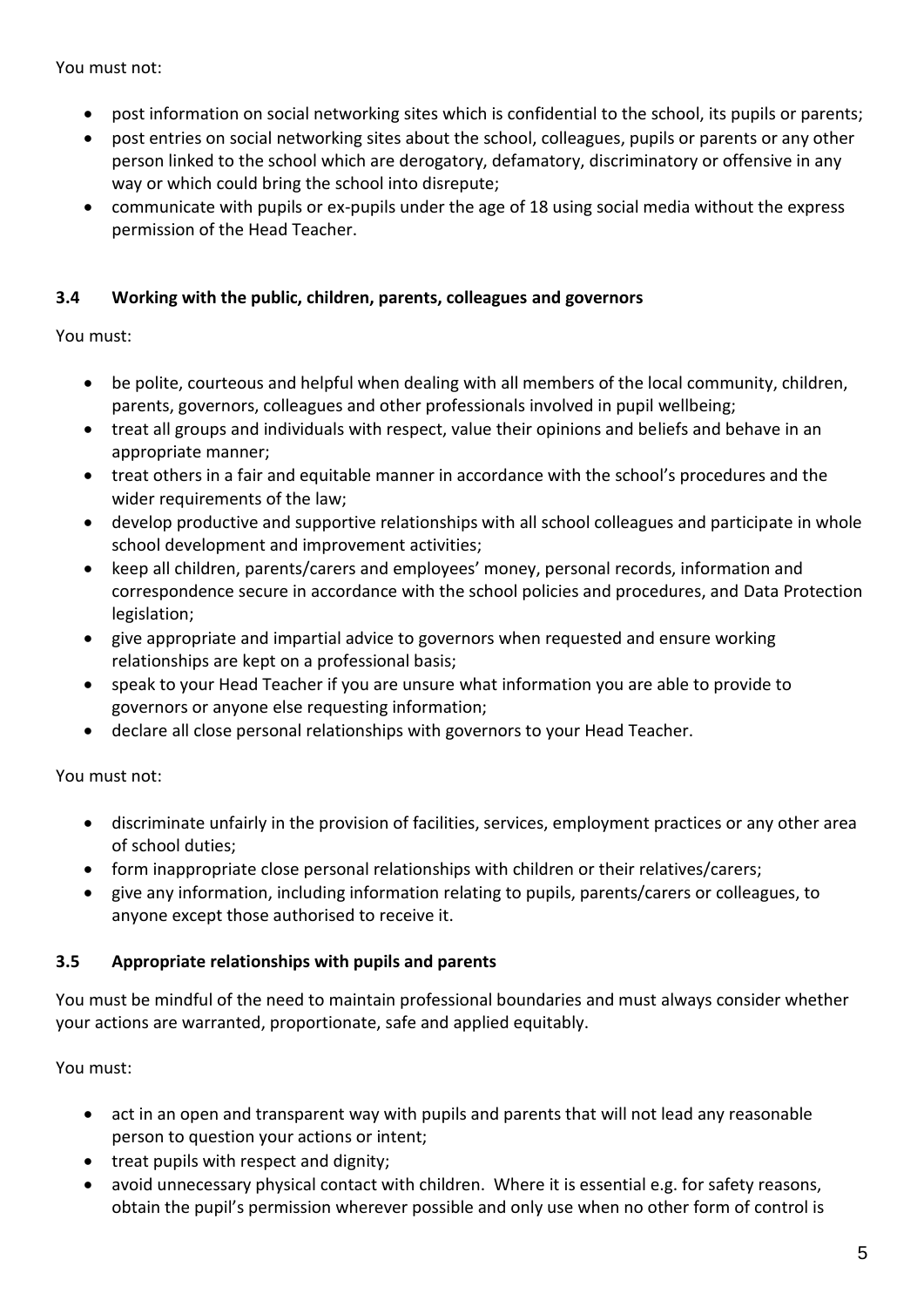You must not:

- post information on social networking sites which is confidential to the school, its pupils or parents;
- post entries on social networking sites about the school, colleagues, pupils or parents or any other person linked to the school which are derogatory, defamatory, discriminatory or offensive in any way or which could bring the school into disrepute;
- communicate with pupils or ex-pupils under the age of 18 using social media without the express permission of the Head Teacher.

### 3.4 Working with the public, children, parents, colleagues and governors

You must:

- be polite, courteous and helpful when dealing with all members of the local community, children, parents, governors, colleagues and other professionals involved in pupil wellbeing;
- treat all groups and individuals with respect, value their opinions and beliefs and behave in an appropriate manner;
- treat others in a fair and equitable manner in accordance with the school's procedures and the wider requirements of the law;
- develop productive and supportive relationships with all school colleagues and participate in whole school development and improvement activities;
- keep all children, parents/carers and employees' money, personal records, information and correspondence secure in accordance with the school policies and procedures, and Data Protection legislation;
- give appropriate and impartial advice to governors when requested and ensure working relationships are kept on a professional basis;
- speak to your Head Teacher if you are unsure what information you are able to provide to governors or anyone else requesting information;
- declare all close personal relationships with governors to your Head Teacher.

You must not:

- discriminate unfairly in the provision of facilities, services, employment practices or any other area of school duties;
- form inappropriate close personal relationships with children or their relatives/carers;
- give any information, including information relating to pupils, parents/carers or colleagues, to anyone except those authorised to receive it.

### 3.5 Appropriate relationships with pupils and parents

You must be mindful of the need to maintain professional boundaries and must always consider whether your actions are warranted, proportionate, safe and applied equitably.

You must:

- act in an open and transparent way with pupils and parents that will not lead any reasonable person to question your actions or intent;
- treat pupils with respect and dignity;
- avoid unnecessary physical contact with children. Where it is essential e.g. for safety reasons, obtain the pupil's permission wherever possible and only use when no other form of control is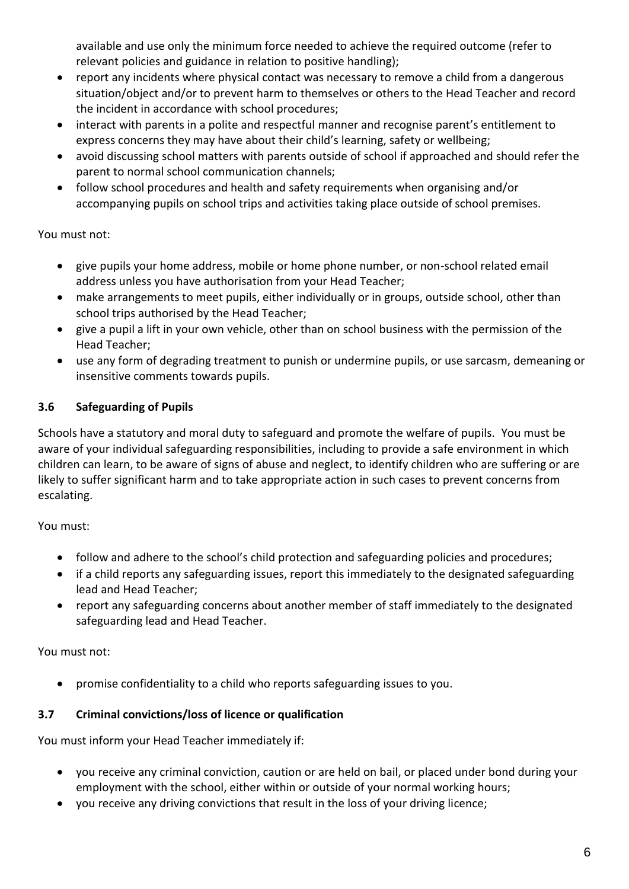available and use only the minimum force needed to achieve the required outcome (refer to relevant policies and guidance in relation to positive handling);

- report any incidents where physical contact was necessary to remove a child from a dangerous situation/object and/or to prevent harm to themselves or others to the Head Teacher and record the incident in accordance with school procedures;
- interact with parents in a polite and respectful manner and recognise parent's entitlement to express concerns they may have about their child's learning, safety or wellbeing;
- avoid discussing school matters with parents outside of school if approached and should refer the parent to normal school communication channels;
- follow school procedures and health and safety requirements when organising and/or accompanying pupils on school trips and activities taking place outside of school premises.

You must not:

- give pupils your home address, mobile or home phone number, or non-school related email address unless you have authorisation from your Head Teacher;
- make arrangements to meet pupils, either individually or in groups, outside school, other than school trips authorised by the Head Teacher;
- give a pupil a lift in your own vehicle, other than on school business with the permission of the Head Teacher;
- use any form of degrading treatment to punish or undermine pupils, or use sarcasm, demeaning or insensitive comments towards pupils.

### 3.6 Safeguarding of Pupils

Schools have a statutory and moral duty to safeguard and promote the welfare of pupils. You must be aware of your individual safeguarding responsibilities, including to provide a safe environment in which children can learn, to be aware of signs of abuse and neglect, to identify children who are suffering or are likely to suffer significant harm and to take appropriate action in such cases to prevent concerns from escalating.

You must:

- follow and adhere to the school's child protection and safeguarding policies and procedures;
- if a child reports any safeguarding issues, report this immediately to the designated safeguarding lead and Head Teacher;
- report any safeguarding concerns about another member of staff immediately to the designated safeguarding lead and Head Teacher.

You must not:

- promise confidentiality to a child who reports safeguarding issues to you.

### 3.7 Criminal convictions/loss of licence or qualification

You must inform your Head Teacher immediately if:

- you receive any criminal conviction, caution or are held on bail, or placed under bond during your employment with the school, either within or outside of your normal working hours;
- you receive any driving convictions that result in the loss of your driving licence;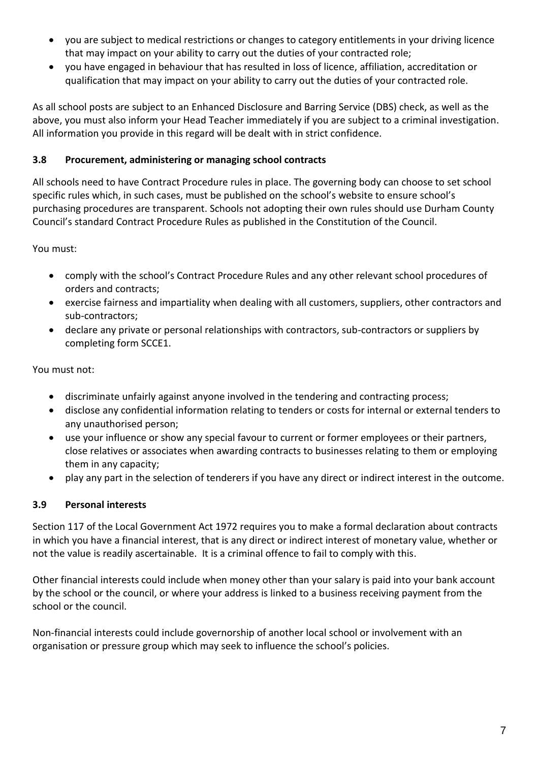- you are subject to medical restrictions or changes to category entitlements in your driving licence that may impact on your ability to carry out the duties of your contracted role;
- you have engaged in behaviour that has resulted in loss of licence, affiliation, accreditation or qualification that may impact on your ability to carry out the duties of your contracted role.

As all school posts are subject to an Enhanced Disclosure and Barring Service (DBS) check, as well as the above, you must also inform your Head Teacher immediately if you are subject to a criminal investigation. All information you provide in this regard will be dealt with in strict confidence.

### 3.8 Procurement, administering or managing school contracts

All schools need to have Contract Procedure rules in place. The governing body can choose to set school specific rules which, in such cases, must be published on the school's website to ensure school's purchasing procedures are transparent. Schools not adopting their own rules should use Durham County Council's standard Contract Procedure Rules as published in the Constitution of the Council.

You must:

- comply with the school's Contract Procedure Rules and any other relevant school procedures of orders and contracts;
- exercise fairness and impartiality when dealing with all customers, suppliers, other contractors and sub-contractors;
- declare any private or personal relationships with contractors, sub-contractors or suppliers by completing form SCCE1.

You must not:

- discriminate unfairly against anyone involved in the tendering and contracting process;
- disclose any confidential information relating to tenders or costs for internal or external tenders to any unauthorised person;
- use your influence or show any special favour to current or former employees or their partners, close relatives or associates when awarding contracts to businesses relating to them or employing them in any capacity;
- play any part in the selection of tenderers if you have any direct or indirect interest in the outcome.

### 3.9 Personal interests

Section 117 of the Local Government Act 1972 requires you to make a formal declaration about contracts in which you have a financial interest, that is any direct or indirect interest of monetary value, whether or not the value is readily ascertainable. It is a criminal offence to fail to comply with this.

Other financial interests could include when money other than your salary is paid into your bank account by the school or the council, or where your address is linked to a business receiving payment from the school or the council.

Non-financial interests could include governorship of another local school or involvement with an organisation or pressure group which may seek to influence the school's policies.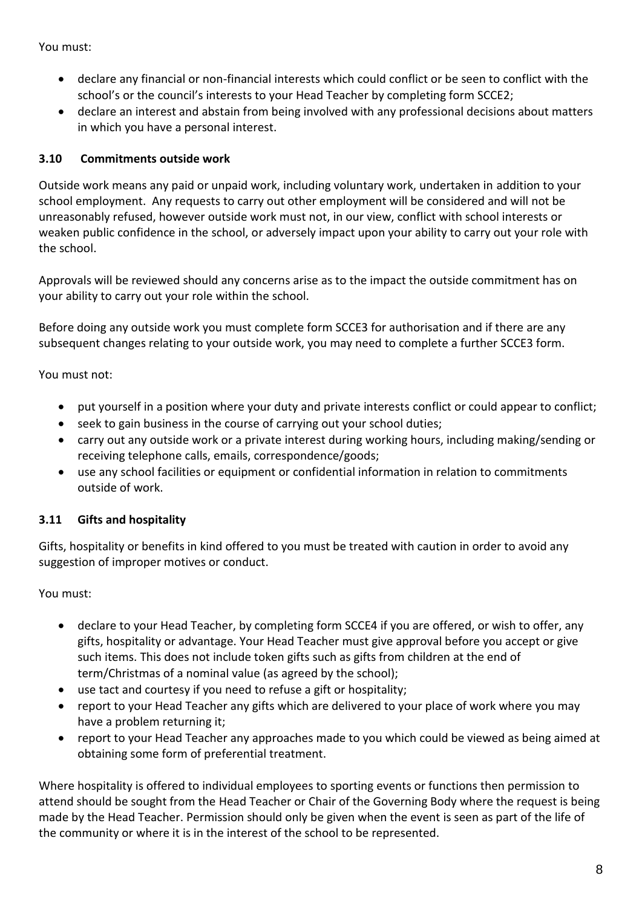You must:

- declare any financial or non-financial interests which could conflict or be seen to conflict with the school's or the council's interests to your Head Teacher by completing form SCCE2;
- declare an interest and abstain from being involved with any professional decisions about matters in which you have a personal interest.

### 3.10 Commitments outside work

Outside work means any paid or unpaid work, including voluntary work, undertaken in addition to your school employment. Any requests to carry out other employment will be considered and will not be unreasonably refused, however outside work must not, in our view, conflict with school interests or weaken public confidence in the school, or adversely impact upon your ability to carry out your role with the school.

Approvals will be reviewed should any concerns arise as to the impact the outside commitment has on your ability to carry out your role within the school.

Before doing any outside work you must complete form SCCE3 for authorisation and if there are any subsequent changes relating to your outside work, you may need to complete a further SCCE3 form.

You must not:

- put yourself in a position where your duty and private interests conflict or could appear to conflict;
- seek to gain business in the course of carrying out your school duties;
- carry out any outside work or a private interest during working hours, including making/sending or receiving telephone calls, emails, correspondence/goods;
- use any school facilities or equipment or confidential information in relation to commitments outside of work.

### 3.11 Gifts and hospitality

Gifts, hospitality or benefits in kind offered to you must be treated with caution in order to avoid any suggestion of improper motives or conduct.

You must:

- declare to your Head Teacher, by completing form SCCE4 if you are offered, or wish to offer, any gifts, hospitality or advantage. Your Head Teacher must give approval before you accept or give such items. This does not include token gifts such as gifts from children at the end of term/Christmas of a nominal value (as agreed by the school);
- use tact and courtesy if you need to refuse a gift or hospitality;
- report to your Head Teacher any gifts which are delivered to your place of work where you may have a problem returning it;
- report to your Head Teacher any approaches made to you which could be viewed as being aimed at obtaining some form of preferential treatment.

Where hospitality is offered to individual employees to sporting events or functions then permission to attend should be sought from the Head Teacher or Chair of the Governing Body where the request is being made by the Head Teacher. Permission should only be given when the event is seen as part of the life of the community or where it is in the interest of the school to be represented.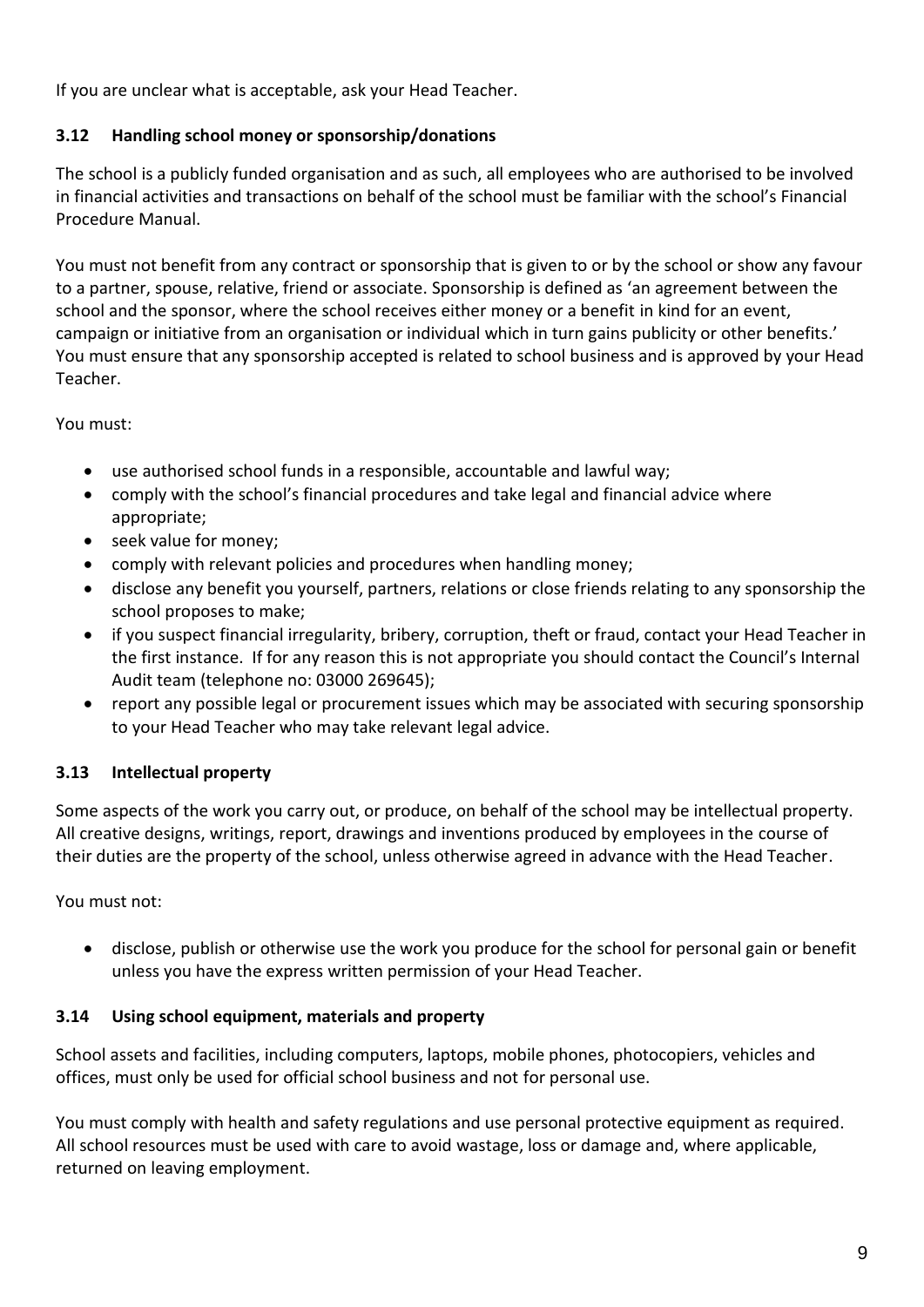If you are unclear what is acceptable, ask your Head Teacher.

### 3.12 Handling school money or sponsorship/donations

The school is a publicly funded organisation and as such, all employees who are authorised to be involved in financial activities and transactions on behalf of the school must be familiar with the school's Financial Procedure Manual.

You must not benefit from any contract or sponsorship that is given to or by the school or show any favour to a partner, spouse, relative, friend or associate. Sponsorship is defined as 'an agreement between the school and the sponsor, where the school receives either money or a benefit in kind for an event, campaign or initiative from an organisation or individual which in turn gains publicity or other benefits.' You must ensure that any sponsorship accepted is related to school business and is approved by your Head Teacher.

You must:

- use authorised school funds in a responsible, accountable and lawful way;
- comply with the school's financial procedures and take legal and financial advice where appropriate;
- seek value for money;
- comply with relevant policies and procedures when handling money;
- disclose any benefit you yourself, partners, relations or close friends relating to any sponsorship the school proposes to make;
- if you suspect financial irregularity, bribery, corruption, theft or fraud, contact your Head Teacher in the first instance. If for any reason this is not appropriate you should contact the Council's Internal Audit team (telephone no: 03000 269645);
- report any possible legal or procurement issues which may be associated with securing sponsorship to your Head Teacher who may take relevant legal advice.

### 3.13 Intellectual property

Some aspects of the work you carry out, or produce, on behalf of the school may be intellectual property. All creative designs, writings, report, drawings and inventions produced by employees in the course of their duties are the property of the school, unless otherwise agreed in advance with the Head Teacher.

You must not:

- disclose, publish or otherwise use the work you produce for the school for personal gain or benefit unless you have the express written permission of your Head Teacher.

### 3.14 Using school equipment, materials and property

School assets and facilities, including computers, laptops, mobile phones, photocopiers, vehicles and offices, must only be used for official school business and not for personal use.

You must comply with health and safety regulations and use personal protective equipment as required. All school resources must be used with care to avoid wastage, loss or damage and, where applicable, returned on leaving employment.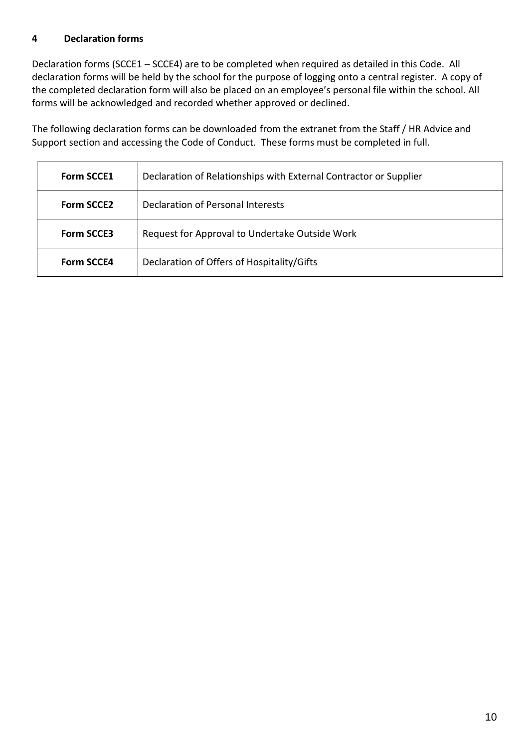## 4 Declaration forms

Declaration forms (SCCE1 – SCCE4) are to be completed when required as detailed in this Code. All declaration forms will be held by the school for the purpose of logging onto a central register. A copy of the completed declaration form will also be placed on an employee's personal file within the school. All forms will be acknowledged and recorded whether approved or declined.

The following declaration forms can be downloaded from the extranet from the Staff / HR Advice and Support section and accessing the Code of Conduct. These forms must be completed in full.

| Form | Description |
|---|---|
| **Form SCCE1** | Declaration of Relationships with External Contractor or Supplier |
| **Form SCCE2** | Declaration of Personal Interests |
| **Form SCCE3** | Request for Approval to Undertake Outside Work |
| **Form SCCE4** | Declaration of Offers of Hospitality/Gifts |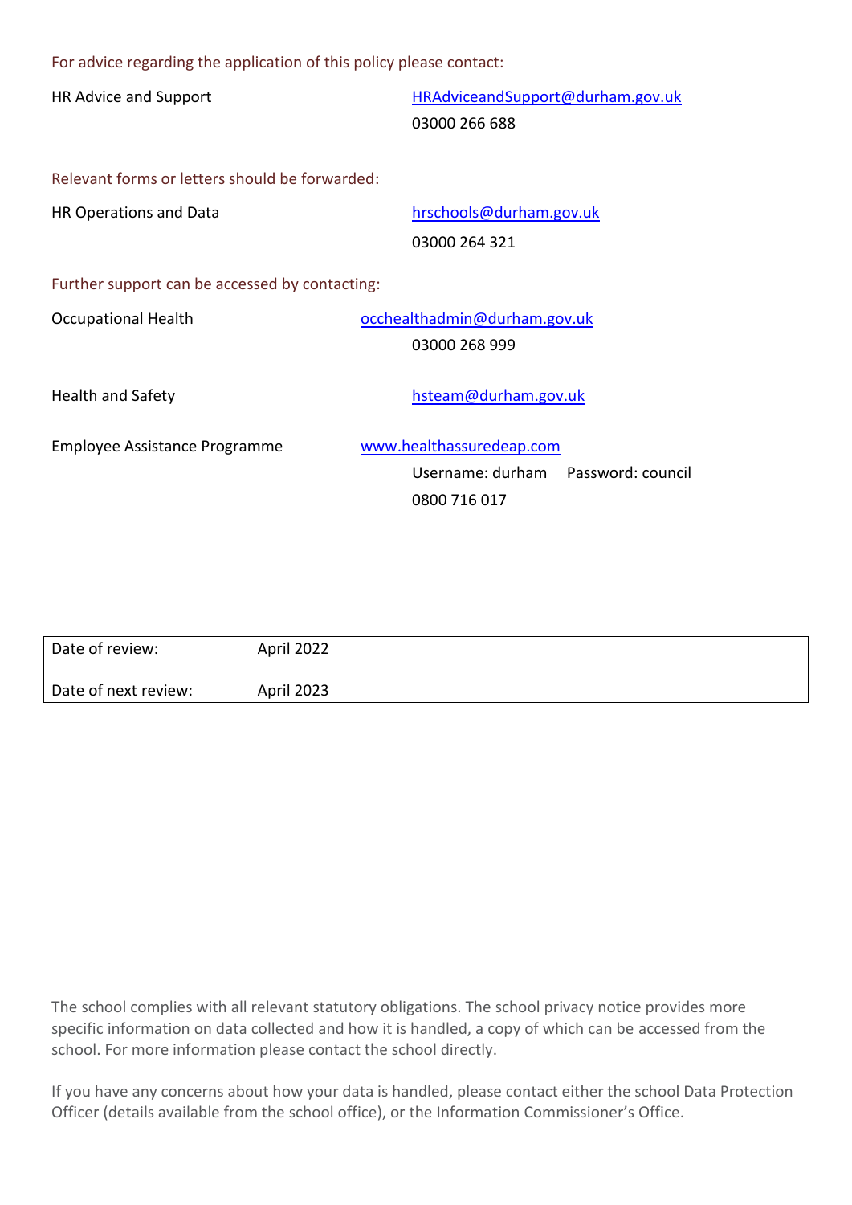For advice regarding the application of this policy please contact:

| | |
|---|---|
| HR Advice and Support | HRAdviceandSupport@durham.gov.uk<br>03000 266 688 |

Relevant forms or letters should be forwarded:

| | |
|---|---|
| HR Operations and Data | hrschools@durham.gov.uk<br>03000 264 321 |

Further support can be accessed by contacting:

| | |
|---|---|
| Occupational Health | occhealthadmin@durham.gov.uk<br>03000 268 999 |
| Health and Safety | hsteam@durham.gov.uk |
| Employee Assistance Programme | www.healthassuredeap.com<br>Username: durham Password: council<br>0800 716 017 |

| | |
|---|---|
| Date of review: | April 2022 |
| Date of next review: | April 2023 |

The school complies with all relevant statutory obligations. The school privacy notice provides more specific information on data collected and how it is handled, a copy of which can be accessed from the school. For more information please contact the school directly.

If you have any concerns about how your data is handled, please contact either the school Data Protection Officer (details available from the school office), or the Information Commissioner's Office.